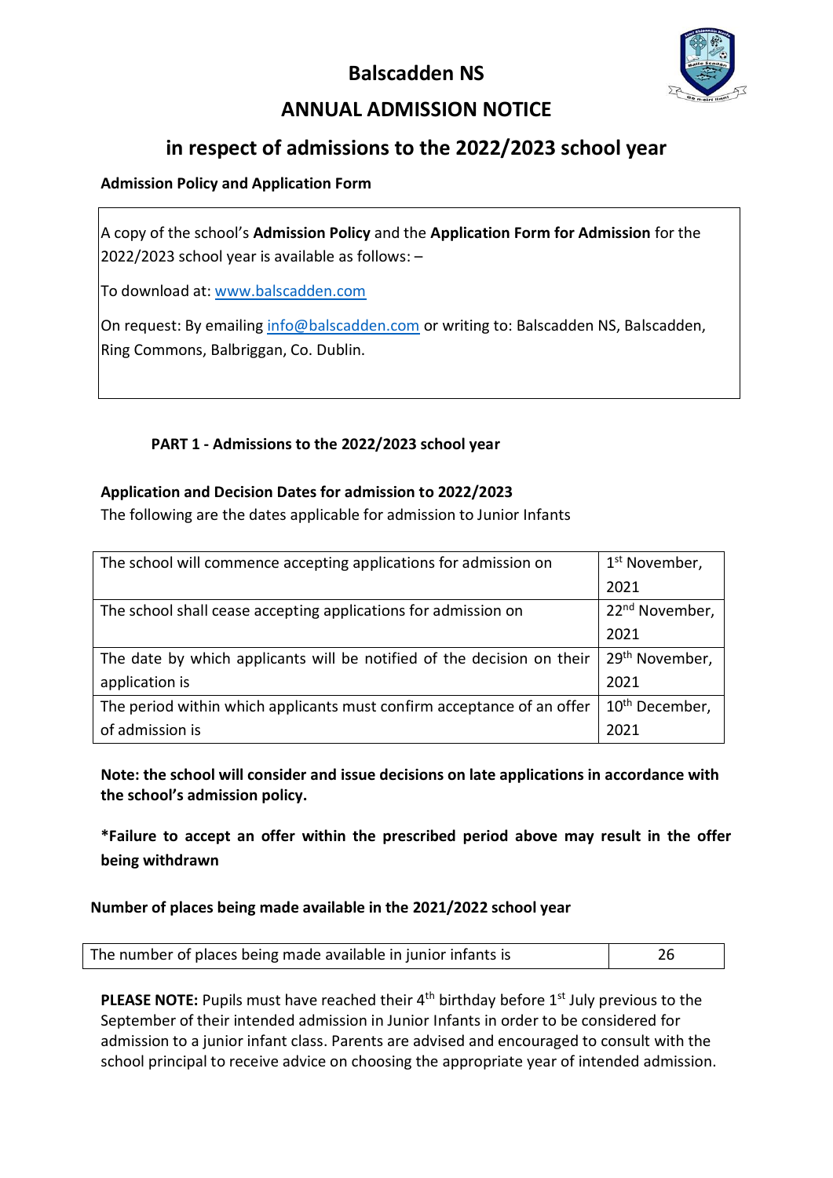# Balscadden NS

## ANNUAL ADMISSION NOTICE

## in respect of admissions to the 2022/2023 school year

**Admission Policy and Application Form**

A copy of the school's **Admission Policy** and the **Application Form for Admission** for the 2022/2023 school year is available as follows: –

To download at: www.balscadden.com

On request: By emailing info@balscadden.com or writing to: Balscadden NS, Balscadden, Ring Commons, Balbriggan, Co. Dublin.

### PART 1 - Admissions to the 2022/2023 school year

**Application and Decision Dates for admission to 2022/2023**

The following are the dates applicable for admission to Junior Infants

| | |
|---|---|
| The school will commence accepting applications for admission on | 1st November, 2021 |
| The school shall cease accepting applications for admission on | 22nd November, 2021 |
| The date by which applicants will be notified of the decision on their application is | 29th November, 2021 |
| The period within which applicants must confirm acceptance of an offer of admission is | 10th December, 2021 |

**Note: the school will consider and issue decisions on late applications in accordance with the school's admission policy.**

**\*Failure to accept an offer within the prescribed period above may result in the offer being withdrawn**

**Number of places being made available in the 2021/2022 school year**

| | |
|---|---|
| The number of places being made available in junior infants is | 26 |

**PLEASE NOTE:** Pupils must have reached their 4th birthday before 1st July previous to the September of their intended admission in Junior Infants in order to be considered for admission to a junior infant class. Parents are advised and encouraged to consult with the school principal to receive advice on choosing the appropriate year of intended admission.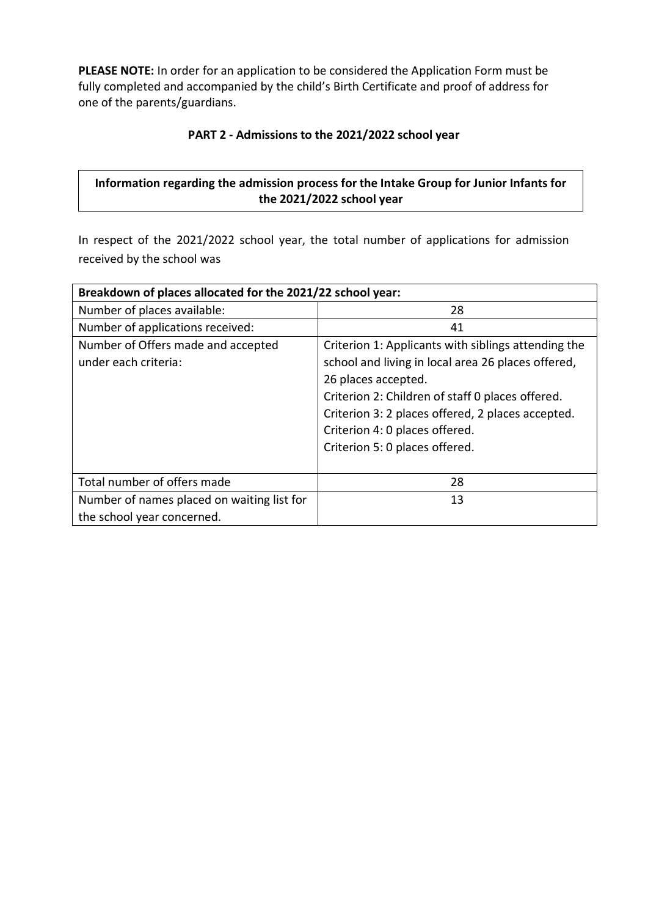**PLEASE NOTE:** In order for an application to be considered the Application Form must be fully completed and accompanied by the child's Birth Certificate and proof of address for one of the parents/guardians.

**PART 2 - Admissions to the 2021/2022 school year**

**Information regarding the admission process for the Intake Group for Junior Infants for the 2021/2022 school year**

In respect of the 2021/2022 school year, the total number of applications for admission received by the school was

| **Breakdown of places allocated for the 2021/22 school year:** | |
|---|---|
| Number of places available: | 28 |
| Number of applications received: | 41 |
| Number of Offers made and accepted under each criteria: | Criterion 1: Applicants with siblings attending the school and living in local area 26 places offered, 26 places accepted.<br>Criterion 2: Children of staff 0 places offered.<br>Criterion 3: 2 places offered, 2 places accepted.<br>Criterion 4: 0 places offered.<br>Criterion 5: 0 places offered. |
| Total number of offers made | 28 |
| Number of names placed on waiting list for the school year concerned. | 13 |